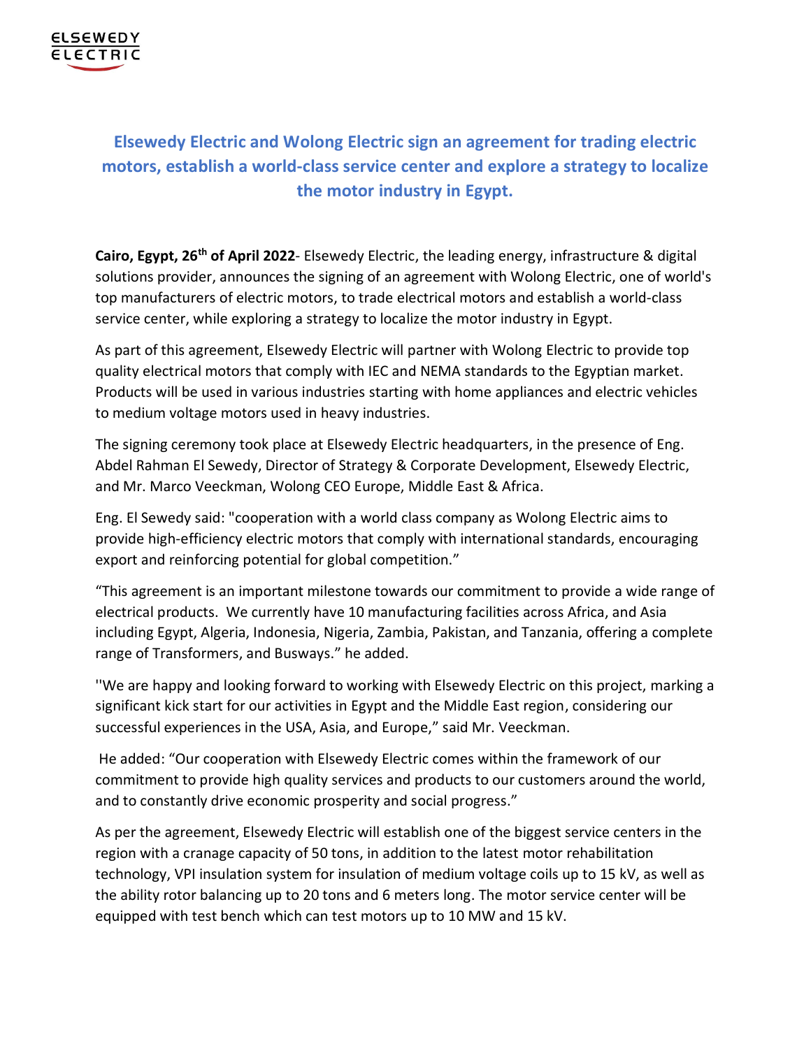ELSEWEDY ELECTRIC

## Elsewedy Electric and Wolong Electric sign an agreement for trading electric motors, establish a world-class service center and explore a strategy to localize the motor industry in Egypt.

**Cairo, Egypt, 26th of April 2022**- Elsewedy Electric, the leading energy, infrastructure & digital solutions provider, announces the signing of an agreement with Wolong Electric, one of world's top manufacturers of electric motors, to trade electrical motors and establish a world-class service center, while exploring a strategy to localize the motor industry in Egypt.

As part of this agreement, Elsewedy Electric will partner with Wolong Electric to provide top quality electrical motors that comply with IEC and NEMA standards to the Egyptian market. Products will be used in various industries starting with home appliances and electric vehicles to medium voltage motors used in heavy industries.

The signing ceremony took place at Elsewedy Electric headquarters, in the presence of Eng. Abdel Rahman El Sewedy, Director of Strategy & Corporate Development, Elsewedy Electric, and Mr. Marco Veeckman, Wolong CEO Europe, Middle East & Africa.

Eng. El Sewedy said: "cooperation with a world class company as Wolong Electric aims to provide high-efficiency electric motors that comply with international standards, encouraging export and reinforcing potential for global competition."

"This agreement is an important milestone towards our commitment to provide a wide range of electrical products. We currently have 10 manufacturing facilities across Africa, and Asia including Egypt, Algeria, Indonesia, Nigeria, Zambia, Pakistan, and Tanzania, offering a complete range of Transformers, and Busways." he added.

''We are happy and looking forward to working with Elsewedy Electric on this project, marking a significant kick start for our activities in Egypt and the Middle East region, considering our successful experiences in the USA, Asia, and Europe," said Mr. Veeckman.

He added: "Our cooperation with Elsewedy Electric comes within the framework of our commitment to provide high quality services and products to our customers around the world, and to constantly drive economic prosperity and social progress."

As per the agreement, Elsewedy Electric will establish one of the biggest service centers in the region with a cranage capacity of 50 tons, in addition to the latest motor rehabilitation technology, VPI insulation system for insulation of medium voltage coils up to 15 kV, as well as the ability rotor balancing up to 20 tons and 6 meters long. The motor service center will be equipped with test bench which can test motors up to 10 MW and 15 kV.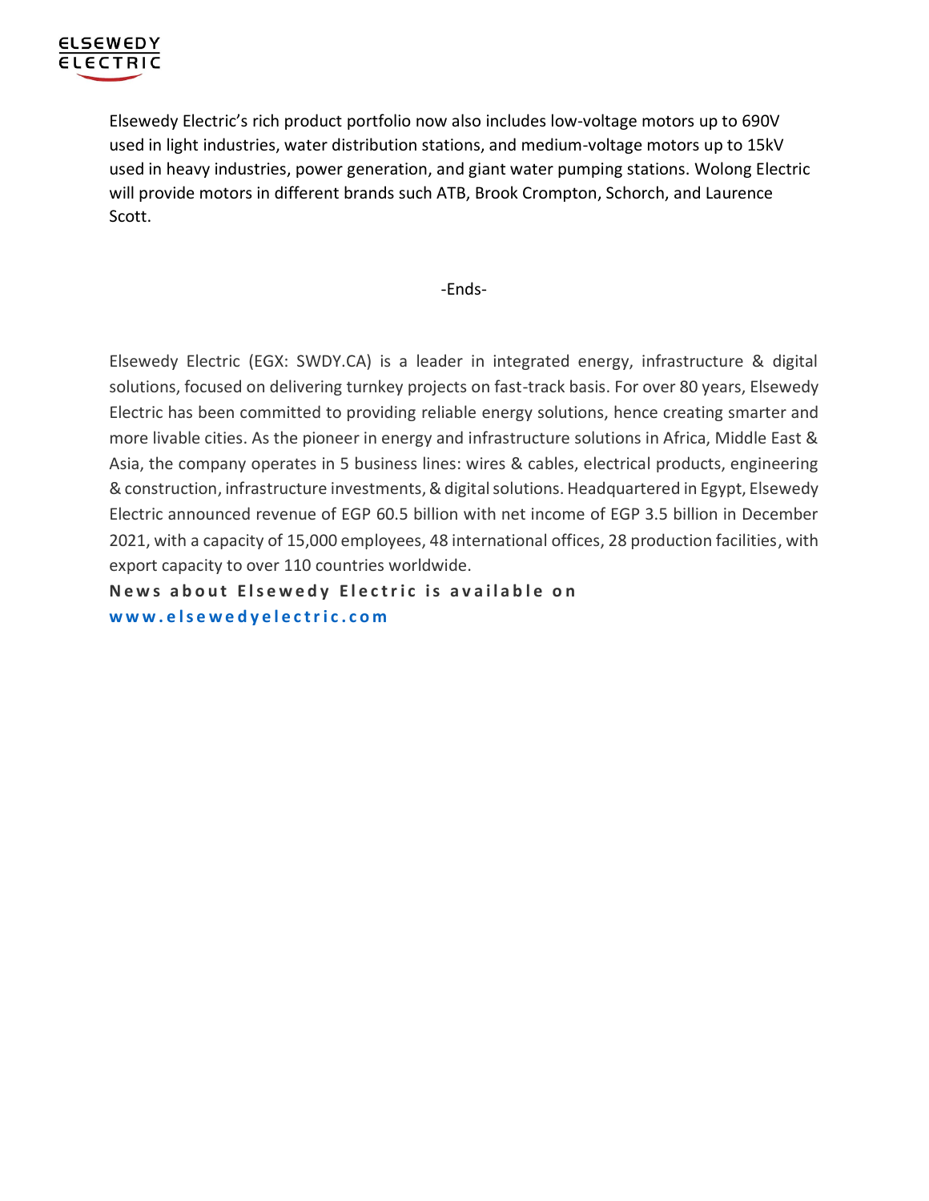Elsewedy Electric's rich product portfolio now also includes low-voltage motors up to 690V used in light industries, water distribution stations, and medium-voltage motors up to 15kV used in heavy industries, power generation, and giant water pumping stations. Wolong Electric will provide motors in different brands such ATB, Brook Crompton, Schorch, and Laurence Scott.

-Ends-

Elsewedy Electric (EGX: SWDY.CA) is a leader in integrated energy, infrastructure & digital solutions, focused on delivering turnkey projects on fast-track basis. For over 80 years, Elsewedy Electric has been committed to providing reliable energy solutions, hence creating smarter and more livable cities. As the pioneer in energy and infrastructure solutions in Africa, Middle East & Asia, the company operates in 5 business lines: wires & cables, electrical products, engineering & construction, infrastructure investments, & digital solutions. Headquartered in Egypt, Elsewedy Electric announced revenue of EGP 60.5 billion with net income of EGP 3.5 billion in December 2021, with a capacity of 15,000 employees, 48 international offices, 28 production facilities, with export capacity to over 110 countries worldwide.

**News about Elsewedy Electric is available on www.elsewedyelectric.com**